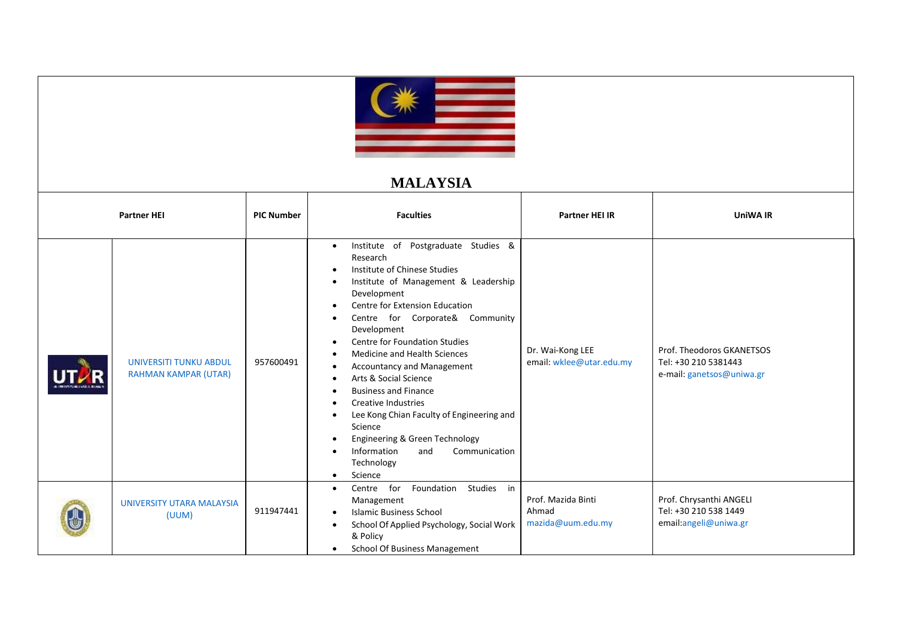# MALAYSIA

| Partner HEI | | PIC Number | Faculties | Partner HEI IR | UniWA IR |
|---|---|---|---|---|---|
| | UNIVERSITI TUNKU ABDUL RAHMAN KAMPAR (UTAR) | 957600491 | • Institute of Postgraduate Studies & Research<br>• Institute of Chinese Studies<br>• Institute of Management & Leadership Development<br>• Centre for Extension Education<br>• Centre for Corporate& Community Development<br>• Centre for Foundation Studies<br>• Medicine and Health Sciences<br>• Accountancy and Management<br>• Arts & Social Science<br>• Business and Finance<br>• Creative Industries<br>• Lee Kong Chian Faculty of Engineering and Science<br>• Engineering & Green Technology<br>• Information and Communication Technology<br>• Science | Dr. Wai-Kong LEE<br>email: wklee@utar.edu.my | Prof. Theodoros GKANETSOS<br>Tel: +30 210 5381443<br>e-mail: ganetsos@uniwa.gr |
| | UNIVERSITY UTARA MALAYSIA (UUM) | 911947441 | • Centre for Foundation Studies in Management<br>• Islamic Business School<br>• School Of Applied Psychology, Social Work & Policy<br>• School Of Business Management | Prof. Mazida Binti Ahmad<br>mazida@uum.edu.my | Prof. Chrysanthi ANGELI<br>Tel: +30 210 538 1449<br>email:angeli@uniwa.gr |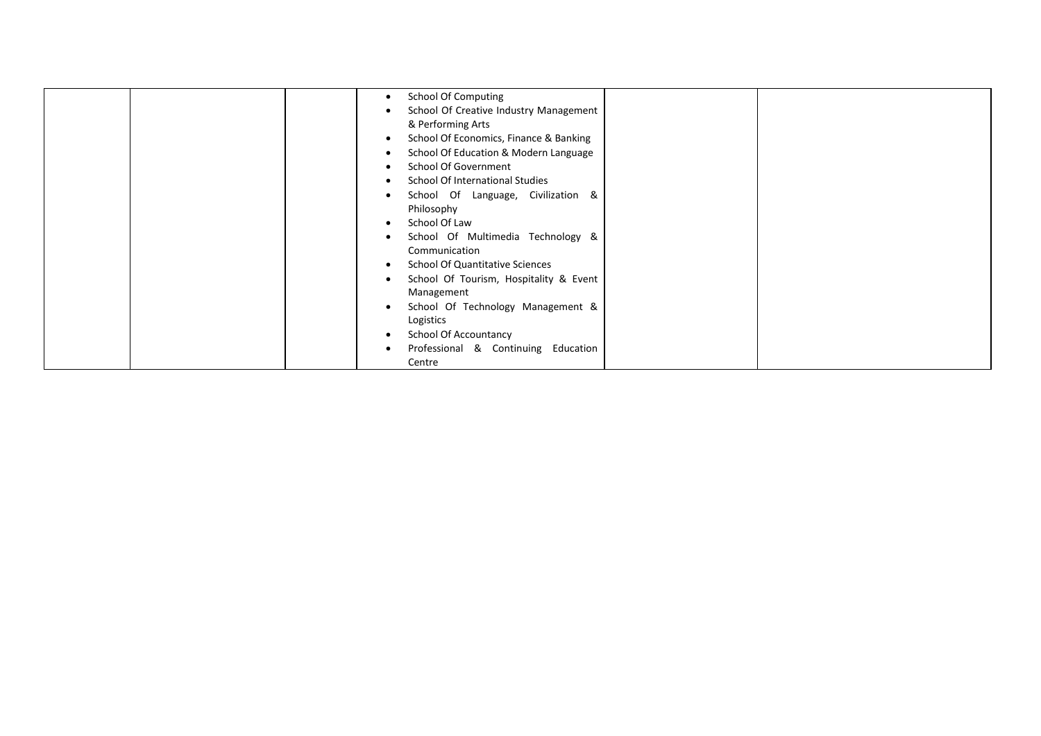| | | | | | |
|---|---|---|---|---|---|
| | | | • School Of Computing<br>• School Of Creative Industry Management & Performing Arts<br>• School Of Economics, Finance & Banking<br>• School Of Education & Modern Language<br>• School Of Government<br>• School Of International Studies<br>• School Of Language, Civilization & Philosophy<br>• School Of Law<br>• School Of Multimedia Technology & Communication<br>• School Of Quantitative Sciences<br>• School Of Tourism, Hospitality & Event Management<br>• School Of Technology Management & Logistics<br>• School Of Accountancy<br>• Professional & Continuing Education Centre | | |